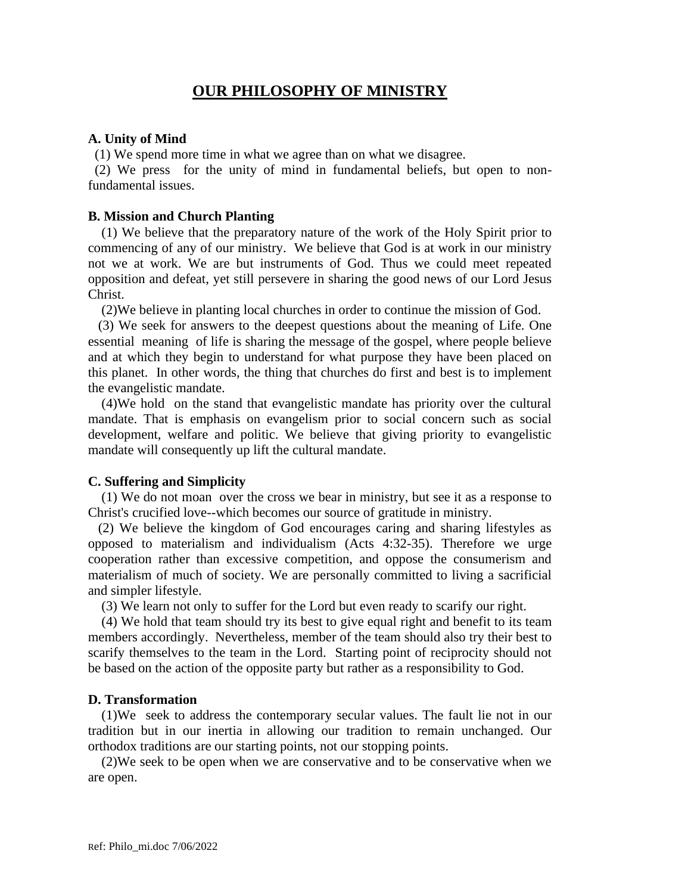# OUR PHILOSOPHY OF MINISTRY

**A. Unity of Mind**

(1) We spend more time in what we agree than on what we disagree.

(2) We press for the unity of mind in fundamental beliefs, but open to non-fundamental issues.

**B. Mission and Church Planting**

(1) We believe that the preparatory nature of the work of the Holy Spirit prior to commencing of any of our ministry. We believe that God is at work in our ministry not we at work. We are but instruments of God. Thus we could meet repeated opposition and defeat, yet still persevere in sharing the good news of our Lord Jesus Christ.

(2)We believe in planting local churches in order to continue the mission of God.

(3) We seek for answers to the deepest questions about the meaning of Life. One essential meaning of life is sharing the message of the gospel, where people believe and at which they begin to understand for what purpose they have been placed on this planet. In other words, the thing that churches do first and best is to implement the evangelistic mandate.

(4)We hold on the stand that evangelistic mandate has priority over the cultural mandate. That is emphasis on evangelism prior to social concern such as social development, welfare and politic. We believe that giving priority to evangelistic mandate will consequently up lift the cultural mandate.

**C. Suffering and Simplicity**

(1) We do not moan over the cross we bear in ministry, but see it as a response to Christ's crucified love--which becomes our source of gratitude in ministry.

(2) We believe the kingdom of God encourages caring and sharing lifestyles as opposed to materialism and individualism (Acts 4:32-35). Therefore we urge cooperation rather than excessive competition, and oppose the consumerism and materialism of much of society. We are personally committed to living a sacrificial and simpler lifestyle.

(3) We learn not only to suffer for the Lord but even ready to scarify our right.

(4) We hold that team should try its best to give equal right and benefit to its team members accordingly. Nevertheless, member of the team should also try their best to scarify themselves to the team in the Lord. Starting point of reciprocity should not be based on the action of the opposite party but rather as a responsibility to God.

**D. Transformation**

(1)We seek to address the contemporary secular values. The fault lie not in our tradition but in our inertia in allowing our tradition to remain unchanged. Our orthodox traditions are our starting points, not our stopping points.

(2)We seek to be open when we are conservative and to be conservative when we are open.

Ref: Philo_mi.doc 7/06/2022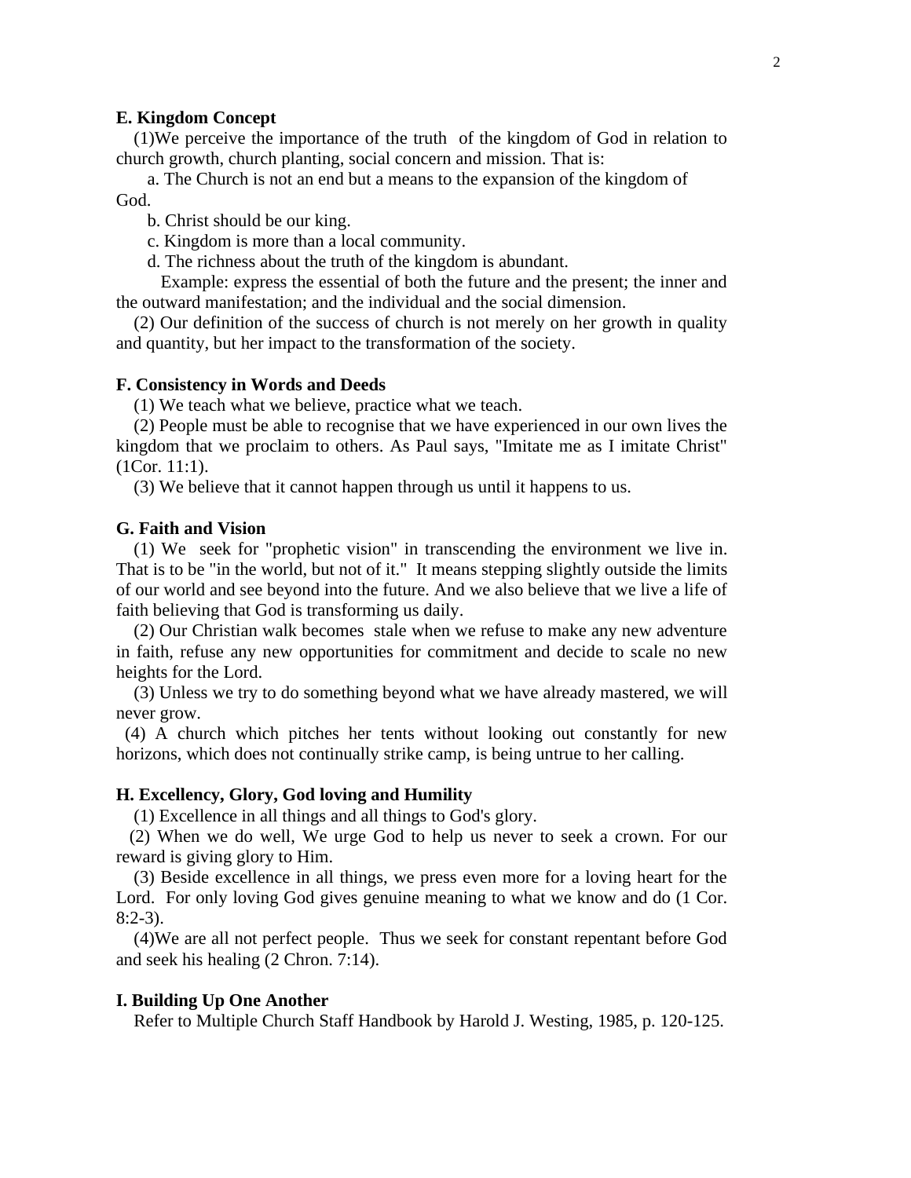**E. Kingdom Concept**

(1)We perceive the importance of the truth of the kingdom of God in relation to church growth, church planting, social concern and mission. That is:

a. The Church is not an end but a means to the expansion of the kingdom of God.

b. Christ should be our king.

c. Kingdom is more than a local community.

d. The richness about the truth of the kingdom is abundant.

Example: express the essential of both the future and the present; the inner and the outward manifestation; and the individual and the social dimension.

(2) Our definition of the success of church is not merely on her growth in quality and quantity, but her impact to the transformation of the society.

**F. Consistency in Words and Deeds**

(1) We teach what we believe, practice what we teach.

(2) People must be able to recognise that we have experienced in our own lives the kingdom that we proclaim to others. As Paul says, "Imitate me as I imitate Christ" (1Cor. 11:1).

(3) We believe that it cannot happen through us until it happens to us.

**G. Faith and Vision**

(1) We seek for "prophetic vision" in transcending the environment we live in. That is to be "in the world, but not of it." It means stepping slightly outside the limits of our world and see beyond into the future. And we also believe that we live a life of faith believing that God is transforming us daily.

(2) Our Christian walk becomes stale when we refuse to make any new adventure in faith, refuse any new opportunities for commitment and decide to scale no new heights for the Lord.

(3) Unless we try to do something beyond what we have already mastered, we will never grow.

(4) A church which pitches her tents without looking out constantly for new horizons, which does not continually strike camp, is being untrue to her calling.

**H. Excellency, Glory, God loving and Humility**

(1) Excellence in all things and all things to God's glory.

(2) When we do well, We urge God to help us never to seek a crown. For our reward is giving glory to Him.

(3) Beside excellence in all things, we press even more for a loving heart for the Lord. For only loving God gives genuine meaning to what we know and do (1 Cor. 8:2-3).

(4)We are all not perfect people. Thus we seek for constant repentant before God and seek his healing (2 Chron. 7:14).

**I. Building Up One Another**

Refer to Multiple Church Staff Handbook by Harold J. Westing, 1985, p. 120-125.